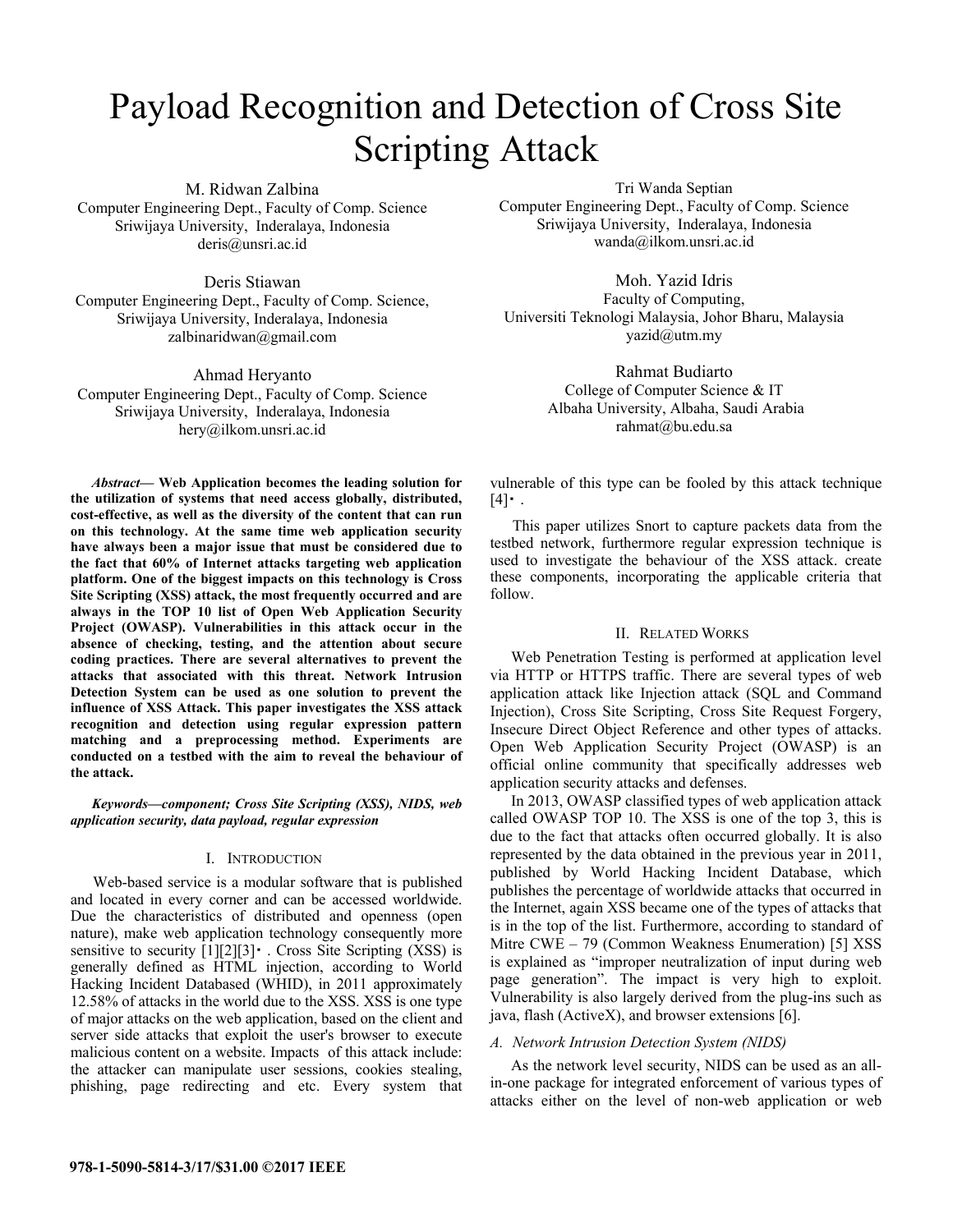# Payload Recognition and Detection of Cross Site Scripting Attack

M. Ridwan Zalbina
Computer Engineering Dept., Faculty of Comp. Science
Sriwijaya University, Inderalaya, Indonesia
deris@unsri.ac.id

Deris Stiawan
Computer Engineering Dept., Faculty of Comp. Science,
Sriwijaya University, Inderalaya, Indonesia
zalbinaridwan@gmail.com

Ahmad Heryanto
Computer Engineering Dept., Faculty of Comp. Science
Sriwijaya University, Inderalaya, Indonesia
hery@ilkom.unsri.ac.id

Tri Wanda Septian
Computer Engineering Dept., Faculty of Comp. Science
Sriwijaya University, Inderalaya, Indonesia
wanda@ilkom.unsri.ac.id

Moh. Yazid Idris
Faculty of Computing,
Universiti Teknologi Malaysia, Johor Bharu, Malaysia
yazid@utm.my

Rahmat Budiarto
College of Computer Science & IT
Albaha University, Albaha, Saudi Arabia
rahmat@bu.edu.sa

***Abstract*— Web Application becomes the leading solution for the utilization of systems that need access globally, distributed, cost-effective, as well as the diversity of the content that can run on this technology. At the same time web application security have always been a major issue that must be considered due to the fact that 60% of Internet attacks targeting web application platform. One of the biggest impacts on this technology is Cross Site Scripting (XSS) attack, the most frequently occurred and are always in the TOP 10 list of Open Web Application Security Project (OWASP). Vulnerabilities in this attack occur in the absence of checking, testing, and the attention about secure coding practices. There are several alternatives to prevent the attacks that associated with this threat. Network Intrusion Detection System can be used as one solution to prevent the influence of XSS Attack. This paper investigates the XSS attack recognition and detection using regular expression pattern matching and a preprocessing method. Experiments are conducted on a testbed with the aim to reveal the behaviour of the attack.**

***Keywords—component; Cross Site Scripting (XSS), NIDS, web application security, data payload, regular expression***

## I. Introduction

Web-based service is a modular software that is published and located in every corner and can be accessed worldwide. Due the characteristics of distributed and openness (open nature), make web application technology consequently more sensitive to security [1][2][3]・. Cross Site Scripting (XSS) is generally defined as HTML injection, according to World Hacking Incident Databased (WHID), in 2011 approximately 12.58% of attacks in the world due to the XSS. XSS is one type of major attacks on the web application, based on the client and server side attacks that exploit the user's browser to execute malicious content on a website. Impacts of this attack include: the attacker can manipulate user sessions, cookies stealing, phishing, page redirecting and etc. Every system that vulnerable of this type can be fooled by this attack technique [4]・.

This paper utilizes Snort to capture packets data from the testbed network, furthermore regular expression technique is used to investigate the behaviour of the XSS attack. create these components, incorporating the applicable criteria that follow.

## II. Related Works

Web Penetration Testing is performed at application level via HTTP or HTTPS traffic. There are several types of web application attack like Injection attack (SQL and Command Injection), Cross Site Scripting, Cross Site Request Forgery, Insecure Direct Object Reference and other types of attacks. Open Web Application Security Project (OWASP) is an official online community that specifically addresses web application security attacks and defenses.

In 2013, OWASP classified types of web application attack called OWASP TOP 10. The XSS is one of the top 3, this is due to the fact that attacks often occurred globally. It is also represented by the data obtained in the previous year in 2011, published by World Hacking Incident Database, which publishes the percentage of worldwide attacks that occurred in the Internet, again XSS became one of the types of attacks that is in the top of the list. Furthermore, according to standard of Mitre CWE – 79 (Common Weakness Enumeration) [5] XSS is explained as "improper neutralization of input during web page generation". The impact is very high to exploit. Vulnerability is also largely derived from the plug-ins such as java, flash (ActiveX), and browser extensions [6].

### *A. Network Intrusion Detection System (NIDS)*

As the network level security, NIDS can be used as an all-in-one package for integrated enforcement of various types of attacks either on the level of non-web application or web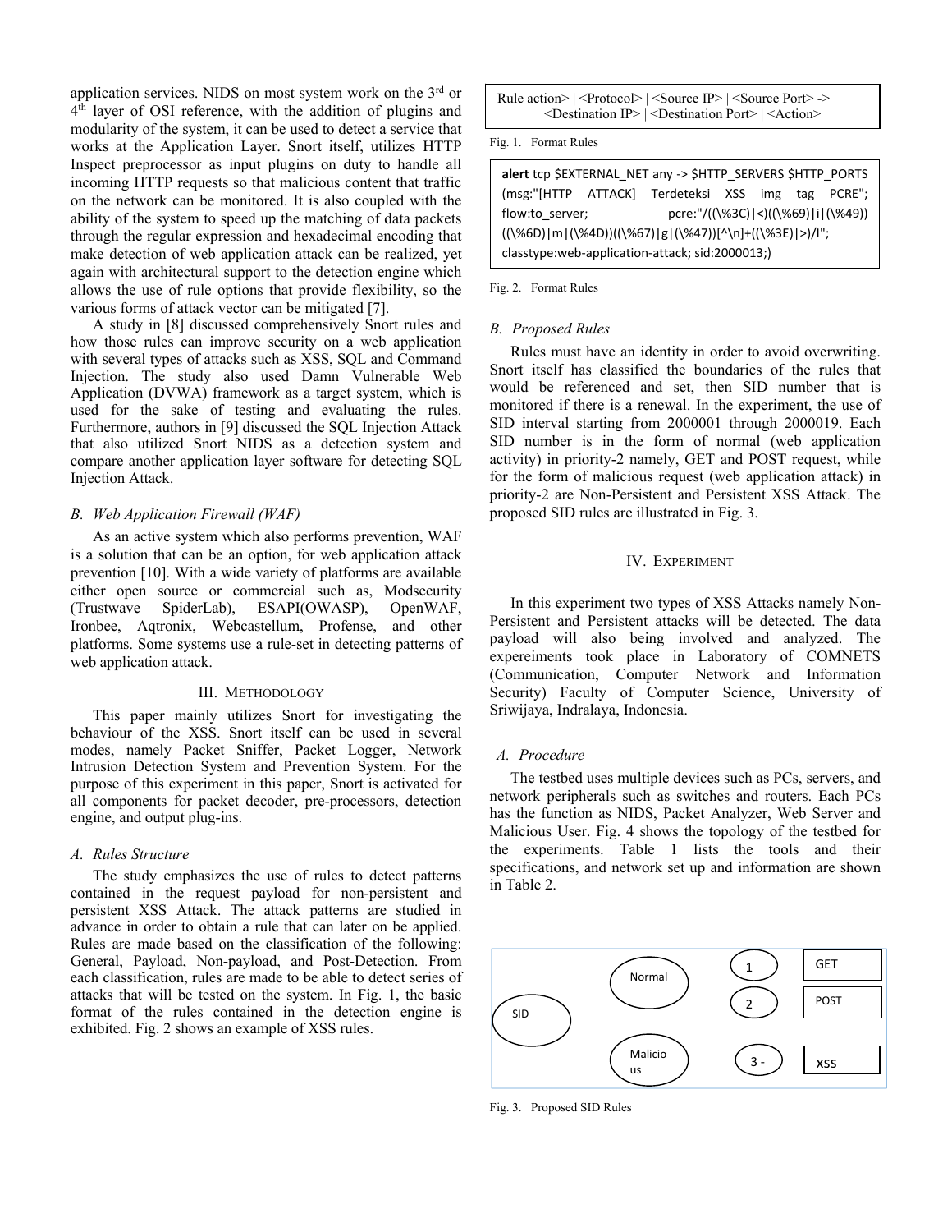application services. NIDS on most system work on the 3rd or 4th layer of OSI reference, with the addition of plugins and modularity of the system, it can be used to detect a service that works at the Application Layer. Snort itself, utilizes HTTP Inspect preprocessor as input plugins on duty to handle all incoming HTTP requests so that malicious content that traffic on the network can be monitored. It is also coupled with the ability of the system to speed up the matching of data packets through the regular expression and hexadecimal encoding that make detection of web application attack can be realized, yet again with architectural support to the detection engine which allows the use of rule options that provide flexibility, so the various forms of attack vector can be mitigated [7].

A study in [8] discussed comprehensively Snort rules and how those rules can improve security on a web application with several types of attacks such as XSS, SQL and Command Injection. The study also used Damn Vulnerable Web Application (DVWA) framework as a target system, which is used for the sake of testing and evaluating the rules. Furthermore, authors in [9] discussed the SQL Injection Attack that also utilized Snort NIDS as a detection system and compare another application layer software for detecting SQL Injection Attack.

### *B. Web Application Firewall (WAF)*

As an active system which also performs prevention, WAF is a solution that can be an option, for web application attack prevention [10]. With a wide variety of platforms are available either open source or commercial such as, Modsecurity (Trustwave SpiderLab), ESAPI(OWASP), OpenWAF, Ironbee, Aqtronix, Webcastellum, Profense, and other platforms. Some systems use a rule-set in detecting patterns of web application attack.

## III. Methodology

This paper mainly utilizes Snort for investigating the behaviour of the XSS. Snort itself can be used in several modes, namely Packet Sniffer, Packet Logger, Network Intrusion Detection System and Prevention System. For the purpose of this experiment in this paper, Snort is activated for all components for packet decoder, pre-processors, detection engine, and output plug-ins.

### *A. Rules Structure*

The study emphasizes the use of rules to detect patterns contained in the request payload for non-persistent and persistent XSS Attack. The attack patterns are studied in advance in order to obtain a rule that can later on be applied. Rules are made based on the classification of the following: General, Payload, Non-payload, and Post-Detection. From each classification, rules are made to be able to detect series of attacks that will be tested on the system. In Fig. 1, the basic format of the rules contained in the detection engine is exhibited. Fig. 2 shows an example of XSS rules.

```
Rule action> | <Protocol> | <Source IP> | <Source Port> ->
        <Destination IP> | <Destination Port> | <Action>
```

Fig. 1. Format Rules

```
alert tcp $EXTERNAL_NET any -> $HTTP_SERVERS $HTTP_PORTS
(msg:"[HTTP ATTACK] Terdeteksi XSS img tag PCRE";
flow:to_server; pcre:"/((\%3C)|<)((\%69)|i|(\%49))
((\%6D)|m|(\%4D))((\%67)|g|(\%47))[^\n]+((\%3E)|>)/I";
classtype:web-application-attack; sid:2000013;)
```

Fig. 2. Format Rules

### *B. Proposed Rules*

Rules must have an identity in order to avoid overwriting. Snort itself has classified the boundaries of the rules that would be referenced and set, then SID number that is monitored if there is a renewal. In the experiment, the use of SID interval starting from 2000001 through 2000019. Each SID number is in the form of normal (web application activity) in priority-2 namely, GET and POST request, while for the form of malicious request (web application attack) in priority-2 are Non-Persistent and Persistent XSS Attack. The proposed SID rules are illustrated in Fig. 3.

SID — Normal — 1 — GET; 2 — POST
SID — Malicious — 3 - — XSS

Fig. 3. Proposed SID Rules

## IV. Experiment

In this experiment two types of XSS Attacks namely Non-Persistent and Persistent attacks will be detected. The data payload will also being involved and analyzed. The expereiments took place in Laboratory of COMNETS (Communication, Computer Network and Information Security) Faculty of Computer Science, University of Sriwijaya, Indralaya, Indonesia.

### *A. Procedure*

The testbed uses multiple devices such as PCs, servers, and network peripherals such as switches and routers. Each PCs has the function as NIDS, Packet Analyzer, Web Server and Malicious User. Fig. 4 shows the topology of the testbed for the experiments. Table 1 lists the tools and their specifications, and network set up and information are shown in Table 2.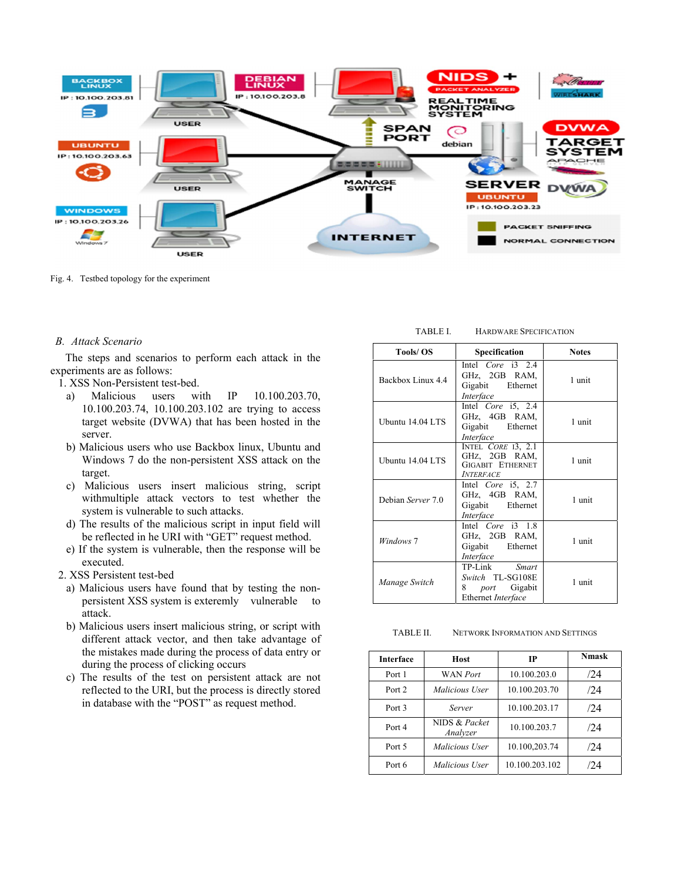Fig. 4. Testbed topology for the experiment

### B. *Attack Scenario*

The steps and scenarios to perform each attack in the experiments are as follows:

1. XSS Non-Persistent test-bed.
   a) Malicious users with IP 10.100.203.70, 10.100.203.74, 10.100.203.102 are trying to access target website (DVWA) that has been hosted in the server.
   b) Malicious users who use Backbox linux, Ubuntu and Windows 7 do the non-persistent XSS attack on the target.
   c) Malicious users insert malicious string, script withmultiple attack vectors to test whether the system is vulnerable to such attacks.
   d) The results of the malicious script in input field will be reflected in he URI with "GET" request method.
   e) If the system is vulnerable, then the response will be executed.
2. XSS Persistent test-bed
   a) Malicious users have found that by testing the non-persistent XSS system is exteremly vulnerable to attack.
   b) Malicious users insert malicious string, or script with different attack vector, and then take advantage of the mistakes made during the process of data entry or during the process of clicking occurs
   c) The results of the test on persistent attack are not reflected to the URI, but the process is directly stored in database with the "POST" as request method.

TABLE I. HARDWARE SPECIFICATION

| Tools/ OS | Specification | Notes |
|---|---|---|
| Backbox Linux 4.4 | Intel *Core* i3 2.4 GHz, 2GB RAM, Gigabit Ethernet *Interface* | 1 unit |
| Ubuntu 14.04 LTS | Intel *Core* i5, 2.4 GHz, 4GB RAM, Gigabit Ethernet *Interface* | 1 unit |
| Ubuntu 14.04 LTS | INTEL *CORE* I3, 2.1 GHZ, 2GB RAM, GIGABIT ETHERNET *INTERFACE* | 1 unit |
| Debian *Server* 7.0 | Intel *Core* i5, 2.7 GHz, 4GB RAM, Gigabit Ethernet *Interface* | 1 unit |
| *Windows* 7 | Intel *Core* i3 1.8 GHz, 2GB RAM, Gigabit Ethernet *Interface* | 1 unit |
| *Manage Switch* | TP-Link *Smart Switch* TL-SG108E 8 *port* Gigabit Ethernet *Interface* | 1 unit |

TABLE II. NETWORK INFORMATION AND SETTINGS

| Interface | Host | IP | Nmask |
|---|---|---|---|
| Port 1 | WAN *Port* | 10.100.203.0 | /24 |
| Port 2 | *Malicious User* | 10.100.203.70 | /24 |
| Port 3 | *Server* | 10.100.203.17 | /24 |
| Port 4 | NIDS & *Packet Analyzer* | 10.100.203.7 | /24 |
| Port 5 | *Malicious User* | 10.100,203.74 | /24 |
| Port 6 | *Malicious User* | 10.100.203.102 | /24 |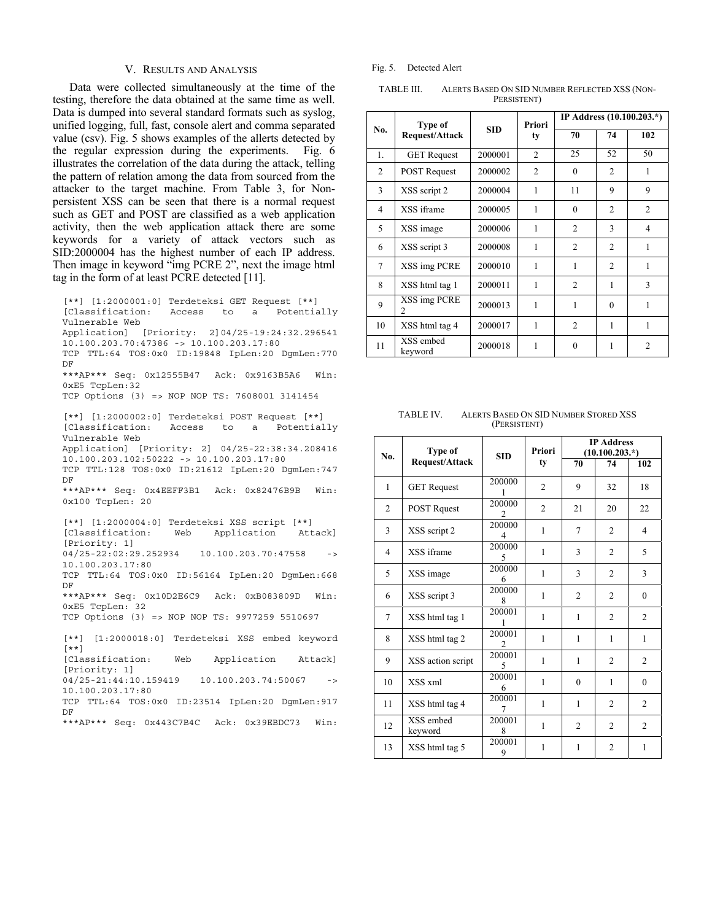## V. RESULTS AND ANALYSIS

Data were collected simultaneously at the time of the testing, therefore the data obtained at the same time as well. Data is dumped into several standard formats such as syslog, unified logging, full, fast, console alert and comma separated value (csv). Fig. 5 shows examples of the allerts detected by the regular expression during the experiments. Fig. 6 illustrates the correlation of the data during the attack, telling the pattern of relation among the data from sourced from the attacker to the target machine. From Table 3, for Non-persistent XSS can be seen that there is a normal request such as GET and POST are classified as a web application activity, then the web application attack there are some keywords for a variety of attack vectors such as SID:2000004 has the highest number of each IP address. Then image in keyword "img PCRE 2", next the image html tag in the form of at least PCRE detected [11].

```
[**] [1:2000001:0] Terdeteksi GET Request [**]
[Classification: Access to a Potentially
Vulnerable Web
Application] [Priority: 2]04/25-19:24:32.296541
10.100.203.70:47386 -> 10.100.203.17:80
TCP TTL:64 TOS:0x0 ID:19848 IpLen:20 DgmLen:770
DF
***AP*** Seq: 0x12555B47 Ack: 0x9163B5A6 Win:
0xE5 TcpLen:32
TCP Options (3) => NOP NOP TS: 7608001 3141454

[**] [1:2000002:0] Terdeteksi POST Request [**]
[Classification: Access to a Potentially
Vulnerable Web
Application] [Priority: 2] 04/25-22:38:34.208416
10.100.203.102:50222 -> 10.100.203.17:80
TCP TTL:128 TOS:0x0 ID:21612 IpLen:20 DgmLen:747
DF
***AP*** Seq: 0x4EEFF3B1 Ack: 0x82476B9B Win:
0x100 TcpLen: 20

[**] [1:2000004:0] Terdeteksi XSS script [**]
[Classification: Web Application Attack]
[Priority: 1]
04/25-22:02:29.252934 10.100.203.70:47558 ->
10.100.203.17:80
TCP TTL:64 TOS:0x0 ID:56164 IpLen:20 DgmLen:668
DF
***AP*** Seq: 0x10D2E6C9 Ack: 0xB083809D Win:
0xE5 TcpLen: 32
TCP Options (3) => NOP NOP TS: 9977259 5510697

[**] [1:2000018:0] Terdeteksi XSS embed keyword
[**]
[Classification: Web Application Attack]
[Priority: 1]
04/25-21:44:10.159419 10.100.203.74:50067 ->
10.100.203.17:80
TCP TTL:64 TOS:0x0 ID:23514 IpLen:20 DgmLen:917
DF
***AP*** Seq: 0x443C7B4C Ack: 0x39EBDC73 Win:
```

Fig. 5. Detected Alert

TABLE III. ALERTS BASED ON SID NUMBER REFLECTED XSS (NON-PERSISTENT)

| No. | Type of Request/Attack | SID | Priority | IP Address (10.100.203.*) | | |
|---|---|---|---|---|---|---|
| | | | | 70 | 74 | 102 |
| 1. | GET Request | 2000001 | 2 | 25 | 52 | 50 |
| 2 | POST Request | 2000002 | 2 | 0 | 2 | 1 |
| 3 | XSS script 2 | 2000004 | 1 | 11 | 9 | 9 |
| 4 | XSS iframe | 2000005 | 1 | 0 | 2 | 2 |
| 5 | XSS image | 2000006 | 1 | 2 | 3 | 4 |
| 6 | XSS script 3 | 2000008 | 1 | 2 | 2 | 1 |
| 7 | XSS img PCRE | 2000010 | 1 | 1 | 2 | 1 |
| 8 | XSS html tag 1 | 2000011 | 1 | 2 | 1 | 3 |
| 9 | XSS img PCRE 2 | 2000013 | 1 | 1 | 0 | 1 |
| 10 | XSS html tag 4 | 2000017 | 1 | 2 | 1 | 1 |
| 11 | XSS embed keyword | 2000018 | 1 | 0 | 1 | 2 |

TABLE IV. ALERTS BASED ON SID NUMBER STORED XSS (PERSISTENT)

| No. | Type of Request/Attack | SID | Priority | IP Address (10.100.203.*) | | |
|---|---|---|---|---|---|---|
| | | | | 70 | 74 | 102 |
| 1 | GET Request | 2000001 | 2 | 9 | 32 | 18 |
| 2 | POST Rquest | 2000002 | 2 | 21 | 20 | 22 |
| 3 | XSS script 2 | 2000004 | 1 | 7 | 2 | 4 |
| 4 | XSS iframe | 2000005 | 1 | 3 | 2 | 5 |
| 5 | XSS image | 2000006 | 1 | 3 | 2 | 3 |
| 6 | XSS script 3 | 2000008 | 1 | 2 | 2 | 0 |
| 7 | XSS html tag 1 | 2000011 | 1 | 1 | 2 | 2 |
| 8 | XSS html tag 2 | 2000012 | 1 | 1 | 1 | 1 |
| 9 | XSS action script | 2000015 | 1 | 1 | 2 | 2 |
| 10 | XSS xml | 2000016 | 1 | 0 | 1 | 0 |
| 11 | XSS html tag 4 | 2000017 | 1 | 1 | 2 | 2 |
| 12 | XSS embed keyword | 2000018 | 1 | 2 | 2 | 2 |
| 13 | XSS html tag 5 | 2000019 | 1 | 1 | 2 | 1 |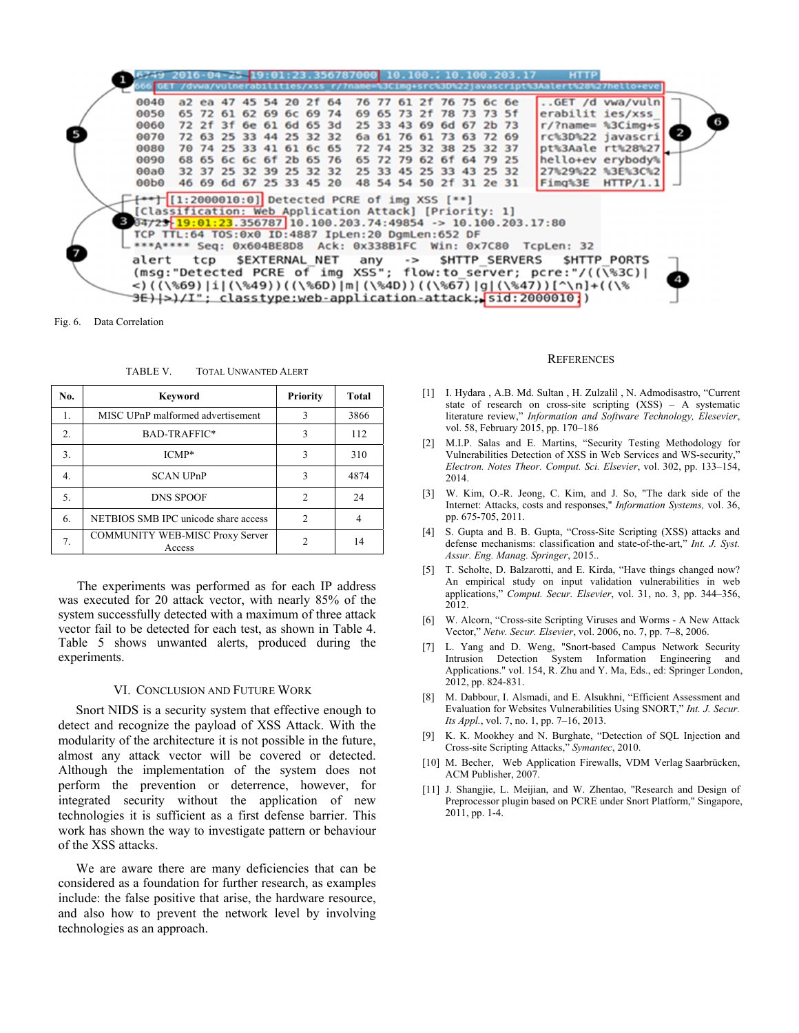```
6749 2016-04-25 19:01:23.356787000 10.100.: 10.100.203.17    HTTP
666 GET /dvwa/vulnerabilities/xss_r/?name=%3Cimg+src%3D%22javascript%3Aalert%28%27hello+eve

0040  a2 ea 47 45 54 20 2f 64  76 77 61 2f 76 75 6c 6e   ..GET /d vwa/vuln
0050  65 72 61 62 69 6c 69 74  69 65 73 2f 78 73 73 5f   erabilit ies/xss_
0060  72 2f 3f 6e 61 6d 65 3d  25 33 43 69 6d 67 2b 73   r/?name= %3Cimg+s
0070  72 63 25 33 44 25 32 32  6a 61 76 61 73 63 72 69   rc%3D%22 javascri
0080  70 74 25 33 41 61 6c 65  72 74 25 32 38 25 32 37   pt%3Aale rt%28%27
0090  68 65 6c 6c 6f 2b 65 76  65 72 79 62 6f 64 79 25   hello+ev erybody%
00a0  32 37 25 32 39 25 32 32  25 33 45 25 33 43 25 32   27%29%22 %3E%3C%2
00b0  46 69 6d 67 25 33 45 20  48 54 54 50 2f 31 2e 31   Fimg%3E  HTTP/1.1

[**] [1:2000010:0] Detected PCRE of img XSS [**]
[Classification: Web Application Attack] [Priority: 1]
04/25-19:01:23.356787 10.100.203.74:49854 -> 10.100.203.17:80
TCP TTL:64 TOS:0x0 ID:4887 IpLen:20 DgmLen:652 DF
***A**** Seq: 0x604BE8D8  Ack: 0x338B1FC  Win: 0x7C80  TcpLen: 32
alert  tcp  $EXTERNAL_NET  any  ->  $HTTP_SERVERS  $HTTP_PORTS
(msg:"Detected PCRE of img XSS"; flow:to_server; pcre:"/((\%3C)|
<)((\%69)|i|(\%49))((\%6D)|m|(\%4D))((\%67)|g|(\%47))[^\n]+((\%
3E)|>)/I"; classtype:web-application-attack; sid:2000010;)
```

Fig. 6. Data Correlation

TABLE V. TOTAL UNWANTED ALERT

| No. | Keyword | Priority | Total |
|---|---|---|---|
| 1. | MISC UPnP malformed advertisement | 3 | 3866 |
| 2. | BAD-TRAFFIC* | 3 | 112 |
| 3. | ICMP* | 3 | 310 |
| 4. | SCAN UPnP | 3 | 4874 |
| 5. | DNS SPOOF | 2 | 24 |
| 6. | NETBIOS SMB IPC unicode share access | 2 | 4 |
| 7. | COMMUNITY WEB-MISC Proxy Server Access | 2 | 14 |

The experiments was performed as for each IP address was executed for 20 attack vector, with nearly 85% of the system successfully detected with a maximum of three attack vector fail to be detected for each test, as shown in Table 4. Table 5 shows unwanted alerts, produced during the experiments.

## VI. CONCLUSION AND FUTURE WORK

Snort NIDS is a security system that effective enough to detect and recognize the payload of XSS Attack. With the modularity of the architecture it is not possible in the future, almost any attack vector will be covered or detected. Although the implementation of the system does not perform the prevention or deterrence, however, for integrated security without the application of new technologies it is sufficient as a first defense barrier. This work has shown the way to investigate pattern or behaviour of the XSS attacks.

We are aware there are many deficiencies that can be considered as a foundation for further research, as examples include: the false positive that arise, the hardware resource, and also how to prevent the network level by involving technologies as an approach.

## REFERENCES

[1] I. Hydara , A.B. Md. Sultan , H. Zulzalil , N. Admodisastro, "Current state of research on cross-site scripting (XSS) – A systematic literature review," *Information and Software Technology, Elesevier*, vol. 58, February 2015, pp. 170–186

[2] M.I.P. Salas and E. Martins, "Security Testing Methodology for Vulnerabilities Detection of XSS in Web Services and WS-security," *Electron. Notes Theor. Comput. Sci. Elsevier*, vol. 302, pp. 133–154, 2014.

[3] W. Kim, O.-R. Jeong, C. Kim, and J. So, "The dark side of the Internet: Attacks, costs and responses," *Information Systems,* vol. 36, pp. 675-705, 2011.

[4] S. Gupta and B. B. Gupta, "Cross-Site Scripting (XSS) attacks and defense mechanisms: classification and state-of-the-art," *Int. J. Syst. Assur. Eng. Manag. Springer*, 2015..

[5] T. Scholte, D. Balzarotti, and E. Kirda, "Have things changed now? An empirical study on input validation vulnerabilities in web applications," *Comput. Secur. Elsevier*, vol. 31, no. 3, pp. 344–356, 2012.

[6] W. Alcorn, "Cross-site Scripting Viruses and Worms - A New Attack Vector," *Netw. Secur. Elsevier*, vol. 2006, no. 7, pp. 7–8, 2006.

[7] L. Yang and D. Weng, "Snort-based Campus Network Security Intrusion Detection System Information Engineering and Applications." vol. 154, R. Zhu and Y. Ma, Eds., ed: Springer London, 2012, pp. 824-831.

[8] M. Dabbour, I. Alsmadi, and E. Alsukhni, "Efficient Assessment and Evaluation for Websites Vulnerabilities Using SNORT," *Int. J. Secur. Its Appl.*, vol. 7, no. 1, pp. 7–16, 2013.

[9] K. K. Mookhey and N. Burghate, "Detection of SQL Injection and Cross-site Scripting Attacks," *Symantec*, 2010.

[10] M. Becher, Web Application Firewalls, VDM Verlag Saarbrücken, ACM Publisher, 2007.

[11] J. Shangjie, L. Meijian, and W. Zhentao, "Research and Design of Preprocessor plugin based on PCRE under Snort Platform," Singapore, 2011, pp. 1-4.